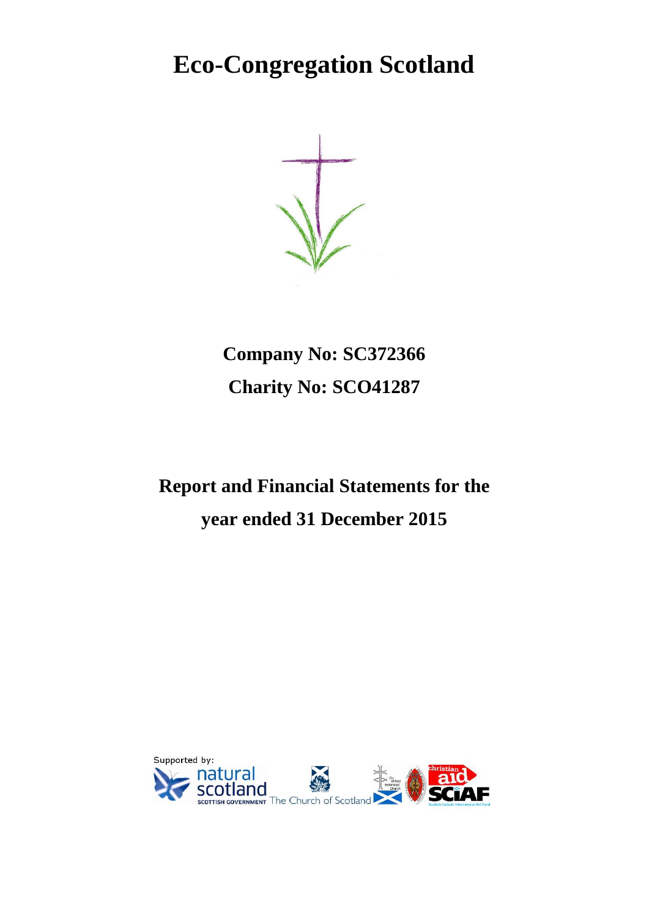# Eco-Congregation Scotland

**Company No: SC372366**

**Charity No: SCO41287**

**Report and Financial Statements for the year ended 31 December 2015**

Supported by: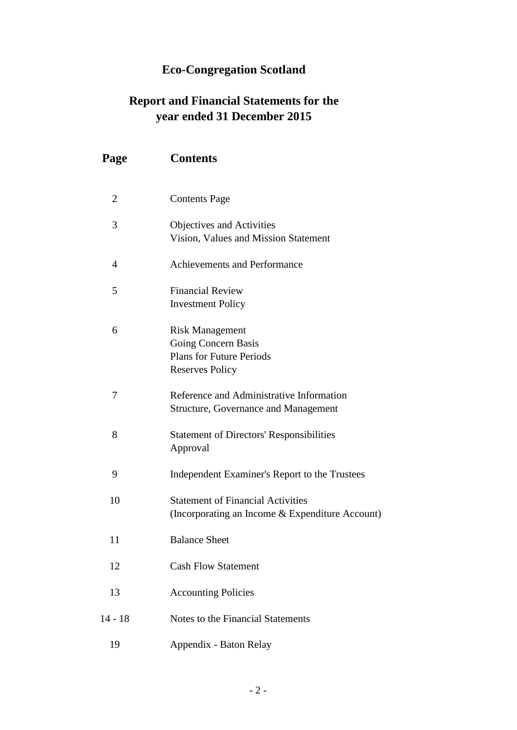# Eco-Congregation Scotland

## Report and Financial Statements for the year ended 31 December 2015

| Page | Contents |
|---|---|
| 2 | Contents Page |
| 3 | Objectives and Activities<br>Vision, Values and Mission Statement |
| 4 | Achievements and Performance |
| 5 | Financial Review<br>Investment Policy |
| 6 | Risk Management<br>Going Concern Basis<br>Plans for Future Periods<br>Reserves Policy |
| 7 | Reference and Administrative Information<br>Structure, Governance and Management |
| 8 | Statement of Directors' Responsibilities<br>Approval |
| 9 | Independent Examiner's Report to the Trustees |
| 10 | Statement of Financial Activities<br>(Incorporating an Income & Expenditure Account) |
| 11 | Balance Sheet |
| 12 | Cash Flow Statement |
| 13 | Accounting Policies |
| 14 - 18 | Notes to the Financial Statements |
| 19 | Appendix - Baton Relay |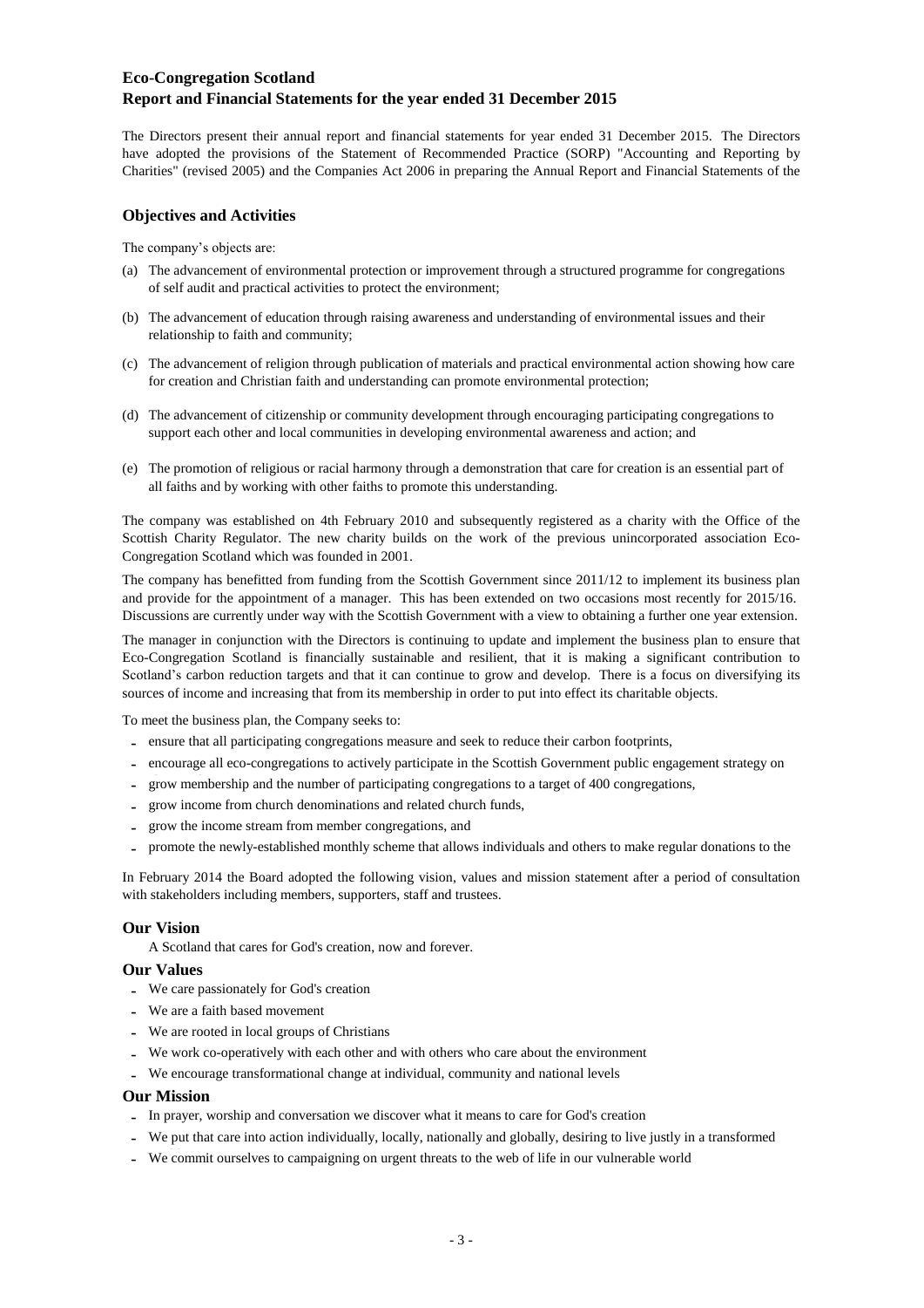**Eco-Congregation Scotland**
**Report and Financial Statements for the year ended 31 December 2015**

The Directors present their annual report and financial statements for year ended 31 December 2015. The Directors have adopted the provisions of the Statement of Recommended Practice (SORP) "Accounting and Reporting by Charities" (revised 2005) and the Companies Act 2006 in preparing the Annual Report and Financial Statements of the

## Objectives and Activities

The company's objects are:

(a) The advancement of environmental protection or improvement through a structured programme for congregations of self audit and practical activities to protect the environment;

(b) The advancement of education through raising awareness and understanding of environmental issues and their relationship to faith and community;

(c) The advancement of religion through publication of materials and practical environmental action showing how care for creation and Christian faith and understanding can promote environmental protection;

(d) The advancement of citizenship or community development through encouraging participating congregations to support each other and local communities in developing environmental awareness and action; and

(e) The promotion of religious or racial harmony through a demonstration that care for creation is an essential part of all faiths and by working with other faiths to promote this understanding.

The company was established on 4th February 2010 and subsequently registered as a charity with the Office of the Scottish Charity Regulator. The new charity builds on the work of the previous unincorporated association Eco-Congregation Scotland which was founded in 2001.

The company has benefitted from funding from the Scottish Government since 2011/12 to implement its business plan and provide for the appointment of a manager. This has been extended on two occasions most recently for 2015/16. Discussions are currently under way with the Scottish Government with a view to obtaining a further one year extension.

The manager in conjunction with the Directors is continuing to update and implement the business plan to ensure that Eco-Congregation Scotland is financially sustainable and resilient, that it is making a significant contribution to Scotland's carbon reduction targets and that it can continue to grow and develop. There is a focus on diversifying its sources of income and increasing that from its membership in order to put into effect its charitable objects.

To meet the business plan, the Company seeks to:

- ensure that all participating congregations measure and seek to reduce their carbon footprints,
- encourage all eco-congregations to actively participate in the Scottish Government public engagement strategy on
- grow membership and the number of participating congregations to a target of 400 congregations,
- grow income from church denominations and related church funds,
- grow the income stream from member congregations, and
- promote the newly-established monthly scheme that allows individuals and others to make regular donations to the

In February 2014 the Board adopted the following vision, values and mission statement after a period of consultation with stakeholders including members, supporters, staff and trustees.

### Our Vision

A Scotland that cares for God's creation, now and forever.

### Our Values

- We care passionately for God's creation
- We are a faith based movement
- We are rooted in local groups of Christians
- We work co-operatively with each other and with others who care about the environment
- We encourage transformational change at individual, community and national levels

### Our Mission

- In prayer, worship and conversation we discover what it means to care for God's creation
- We put that care into action individually, locally, nationally and globally, desiring to live justly in a transformed
- We commit ourselves to campaigning on urgent threats to the web of life in our vulnerable world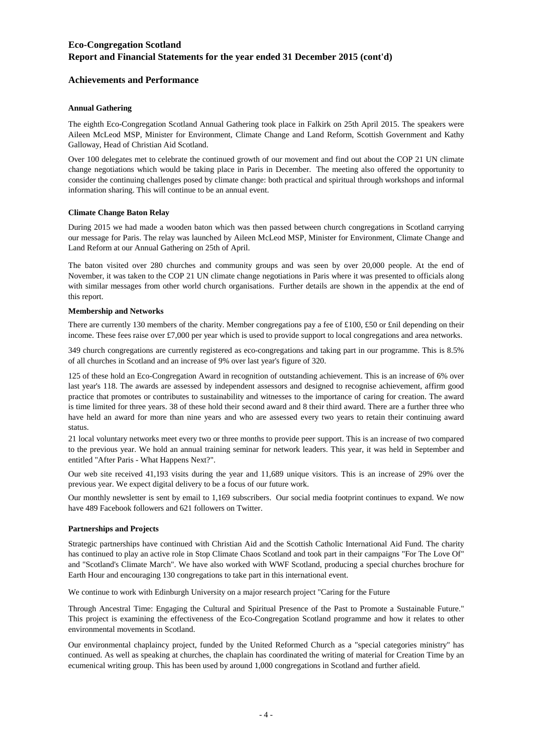## Achievements and Performance

**Annual Gathering**

The eighth Eco-Congregation Scotland Annual Gathering took place in Falkirk on 25th April 2015. The speakers were Aileen McLeod MSP, Minister for Environment, Climate Change and Land Reform, Scottish Government and Kathy Galloway, Head of Christian Aid Scotland.

Over 100 delegates met to celebrate the continued growth of our movement and find out about the COP 21 UN climate change negotiations which would be taking place in Paris in December. The meeting also offered the opportunity to consider the continuing challenges posed by climate change: both practical and spiritual through workshops and informal information sharing. This will continue to be an annual event.

**Climate Change Baton Relay**

During 2015 we had made a wooden baton which was then passed between church congregations in Scotland carrying our message for Paris. The relay was launched by Aileen McLeod MSP, Minister for Environment, Climate Change and Land Reform at our Annual Gathering on 25th of April.

The baton visited over 280 churches and community groups and was seen by over 20,000 people. At the end of November, it was taken to the COP 21 UN climate change negotiations in Paris where it was presented to officials along with similar messages from other world church organisations. Further details are shown in the appendix at the end of this report.

**Membership and Networks**

There are currently 130 members of the charity. Member congregations pay a fee of £100, £50 or £nil depending on their income. These fees raise over £7,000 per year which is used to provide support to local congregations and area networks.

349 church congregations are currently registered as eco-congregations and taking part in our programme. This is 8.5% of all churches in Scotland and an increase of 9% over last year's figure of 320.

125 of these hold an Eco-Congregation Award in recognition of outstanding achievement. This is an increase of 6% over last year's 118. The awards are assessed by independent assessors and designed to recognise achievement, affirm good practice that promotes or contributes to sustainability and witnesses to the importance of caring for creation. The award is time limited for three years. 38 of these hold their second award and 8 their third award. There are a further three who have held an award for more than nine years and who are assessed every two years to retain their continuing award status.

21 local voluntary networks meet every two or three months to provide peer support. This is an increase of two compared to the previous year. We hold an annual training seminar for network leaders. This year, it was held in September and entitled "After Paris - What Happens Next?".

Our web site received 41,193 visits during the year and 11,689 unique visitors. This is an increase of 29% over the previous year. We expect digital delivery to be a focus of our future work.

Our monthly newsletter is sent by email to 1,169 subscribers. Our social media footprint continues to expand. We now have 489 Facebook followers and 621 followers on Twitter.

**Partnerships and Projects**

Strategic partnerships have continued with Christian Aid and the Scottish Catholic International Aid Fund. The charity has continued to play an active role in Stop Climate Chaos Scotland and took part in their campaigns "For The Love Of" and "Scotland's Climate March". We have also worked with WWF Scotland, producing a special churches brochure for Earth Hour and encouraging 130 congregations to take part in this international event.

We continue to work with Edinburgh University on a major research project "Caring for the Future

Through Ancestral Time: Engaging the Cultural and Spiritual Presence of the Past to Promote a Sustainable Future." This project is examining the effectiveness of the Eco-Congregation Scotland programme and how it relates to other environmental movements in Scotland.

Our environmental chaplaincy project, funded by the United Reformed Church as a "special categories ministry" has continued. As well as speaking at churches, the chaplain has coordinated the writing of material for Creation Time by an ecumenical writing group. This has been used by around 1,000 congregations in Scotland and further afield.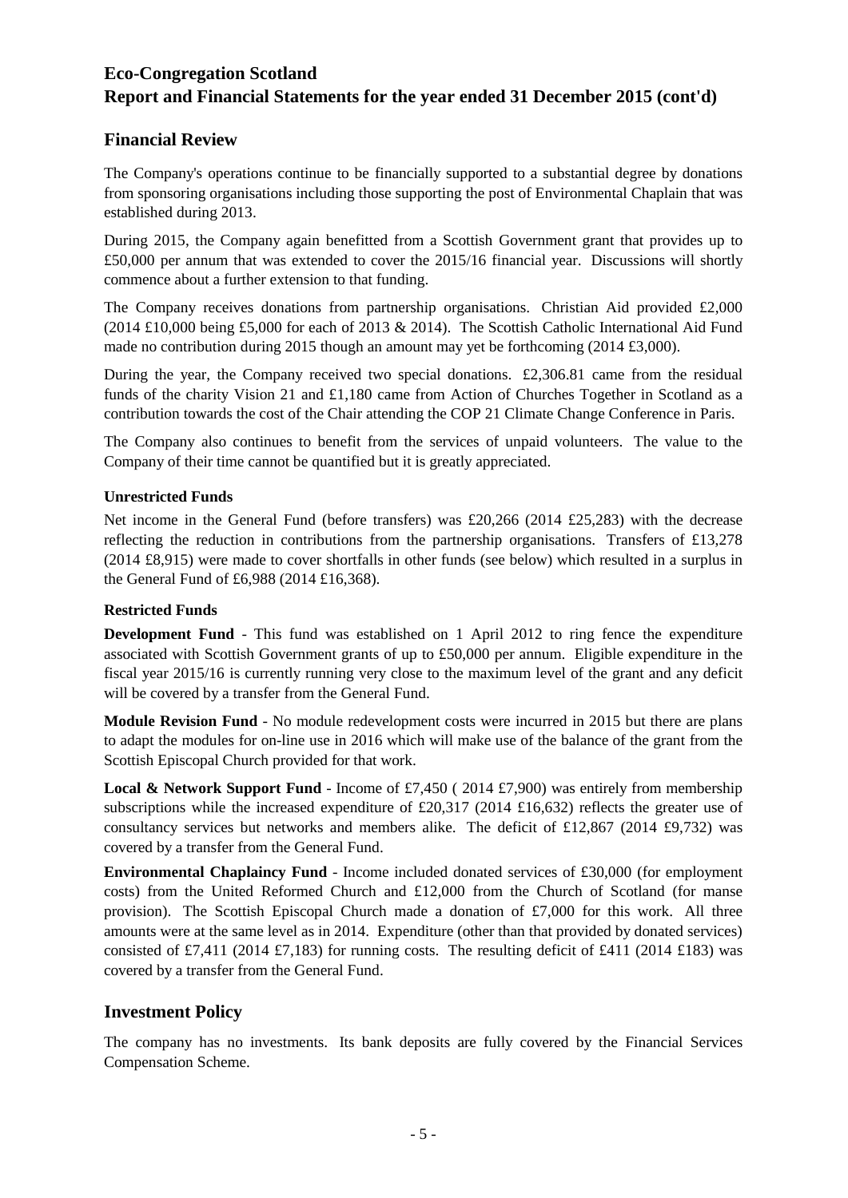# Eco-Congregation Scotland
# Report and Financial Statements for the year ended 31 December 2015 (cont'd)

## Financial Review

The Company's operations continue to be financially supported to a substantial degree by donations from sponsoring organisations including those supporting the post of Environmental Chaplain that was established during 2013.

During 2015, the Company again benefitted from a Scottish Government grant that provides up to £50,000 per annum that was extended to cover the 2015/16 financial year. Discussions will shortly commence about a further extension to that funding.

The Company receives donations from partnership organisations. Christian Aid provided £2,000 (2014 £10,000 being £5,000 for each of 2013 & 2014). The Scottish Catholic International Aid Fund made no contribution during 2015 though an amount may yet be forthcoming (2014 £3,000).

During the year, the Company received two special donations. £2,306.81 came from the residual funds of the charity Vision 21 and £1,180 came from Action of Churches Together in Scotland as a contribution towards the cost of the Chair attending the COP 21 Climate Change Conference in Paris.

The Company also continues to benefit from the services of unpaid volunteers. The value to the Company of their time cannot be quantified but it is greatly appreciated.

### Unrestricted Funds

Net income in the General Fund (before transfers) was £20,266 (2014 £25,283) with the decrease reflecting the reduction in contributions from the partnership organisations. Transfers of £13,278 (2014 £8,915) were made to cover shortfalls in other funds (see below) which resulted in a surplus in the General Fund of £6,988 (2014 £16,368).

### Restricted Funds

**Development Fund** - This fund was established on 1 April 2012 to ring fence the expenditure associated with Scottish Government grants of up to £50,000 per annum. Eligible expenditure in the fiscal year 2015/16 is currently running very close to the maximum level of the grant and any deficit will be covered by a transfer from the General Fund.

**Module Revision Fund** - No module redevelopment costs were incurred in 2015 but there are plans to adapt the modules for on-line use in 2016 which will make use of the balance of the grant from the Scottish Episcopal Church provided for that work.

**Local & Network Support Fund** - Income of £7,450 ( 2014 £7,900) was entirely from membership subscriptions while the increased expenditure of £20,317 (2014 £16,632) reflects the greater use of consultancy services but networks and members alike. The deficit of £12,867 (2014 £9,732) was covered by a transfer from the General Fund.

**Environmental Chaplaincy Fund** - Income included donated services of £30,000 (for employment costs) from the United Reformed Church and £12,000 from the Church of Scotland (for manse provision). The Scottish Episcopal Church made a donation of £7,000 for this work. All three amounts were at the same level as in 2014. Expenditure (other than that provided by donated services) consisted of £7,411 (2014 £7,183) for running costs. The resulting deficit of £411 (2014 £183) was covered by a transfer from the General Fund.

## Investment Policy

The company has no investments. Its bank deposits are fully covered by the Financial Services Compensation Scheme.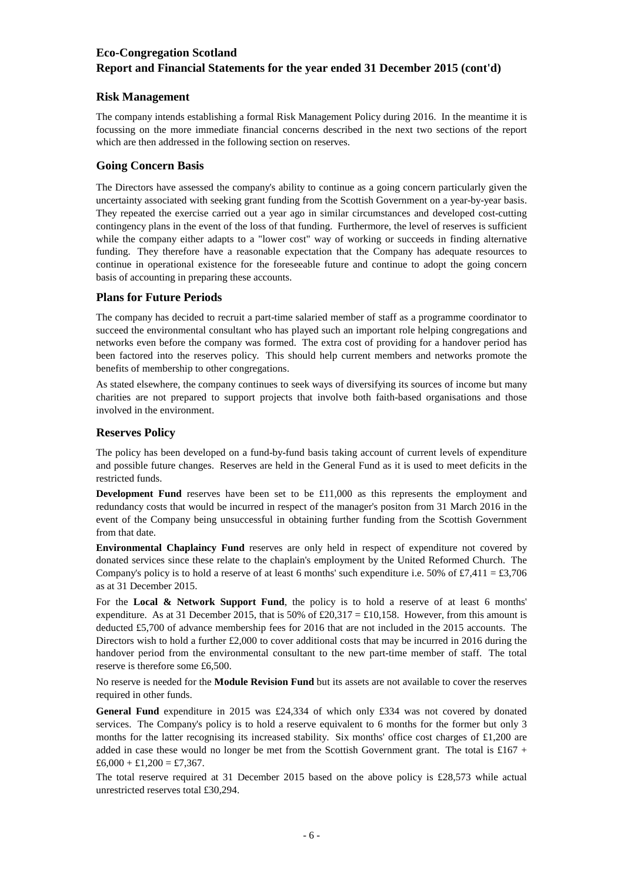## Risk Management

The company intends establishing a formal Risk Management Policy during 2016. In the meantime it is focussing on the more immediate financial concerns described in the next two sections of the report which are then addressed in the following section on reserves.

## Going Concern Basis

The Directors have assessed the company's ability to continue as a going concern particularly given the uncertainty associated with seeking grant funding from the Scottish Government on a year-by-year basis. They repeated the exercise carried out a year ago in similar circumstances and developed cost-cutting contingency plans in the event of the loss of that funding. Furthermore, the level of reserves is sufficient while the company either adapts to a "lower cost" way of working or succeeds in finding alternative funding. They therefore have a reasonable expectation that the Company has adequate resources to continue in operational existence for the foreseeable future and continue to adopt the going concern basis of accounting in preparing these accounts.

## Plans for Future Periods

The company has decided to recruit a part-time salaried member of staff as a programme coordinator to succeed the environmental consultant who has played such an important role helping congregations and networks even before the company was formed. The extra cost of providing for a handover period has been factored into the reserves policy. This should help current members and networks promote the benefits of membership to other congregations.

As stated elsewhere, the company continues to seek ways of diversifying its sources of income but many charities are not prepared to support projects that involve both faith-based organisations and those involved in the environment.

## Reserves Policy

The policy has been developed on a fund-by-fund basis taking account of current levels of expenditure and possible future changes. Reserves are held in the General Fund as it is used to meet deficits in the restricted funds.

**Development Fund** reserves have been set to be £11,000 as this represents the employment and redundancy costs that would be incurred in respect of the manager's positon from 31 March 2016 in the event of the Company being unsuccessful in obtaining further funding from the Scottish Government from that date.

**Environmental Chaplaincy Fund** reserves are only held in respect of expenditure not covered by donated services since these relate to the chaplain's employment by the United Reformed Church. The Company's policy is to hold a reserve of at least 6 months' such expenditure i.e. 50% of £7,411 = £3,706 as at 31 December 2015.

For the **Local & Network Support Fund**, the policy is to hold a reserve of at least 6 months' expenditure. As at 31 December 2015, that is 50% of £20,317 = £10,158. However, from this amount is deducted £5,700 of advance membership fees for 2016 that are not included in the 2015 accounts. The Directors wish to hold a further £2,000 to cover additional costs that may be incurred in 2016 during the handover period from the environmental consultant to the new part-time member of staff. The total reserve is therefore some £6,500.

No reserve is needed for the **Module Revision Fund** but its assets are not available to cover the reserves required in other funds.

**General Fund** expenditure in 2015 was £24,334 of which only £334 was not covered by donated services. The Company's policy is to hold a reserve equivalent to 6 months for the former but only 3 months for the latter recognising its increased stability. Six months' office cost charges of £1,200 are added in case these would no longer be met from the Scottish Government grant. The total is £167 + £6,000 + £1,200 = £7,367.

The total reserve required at 31 December 2015 based on the above policy is £28,573 while actual unrestricted reserves total £30,294.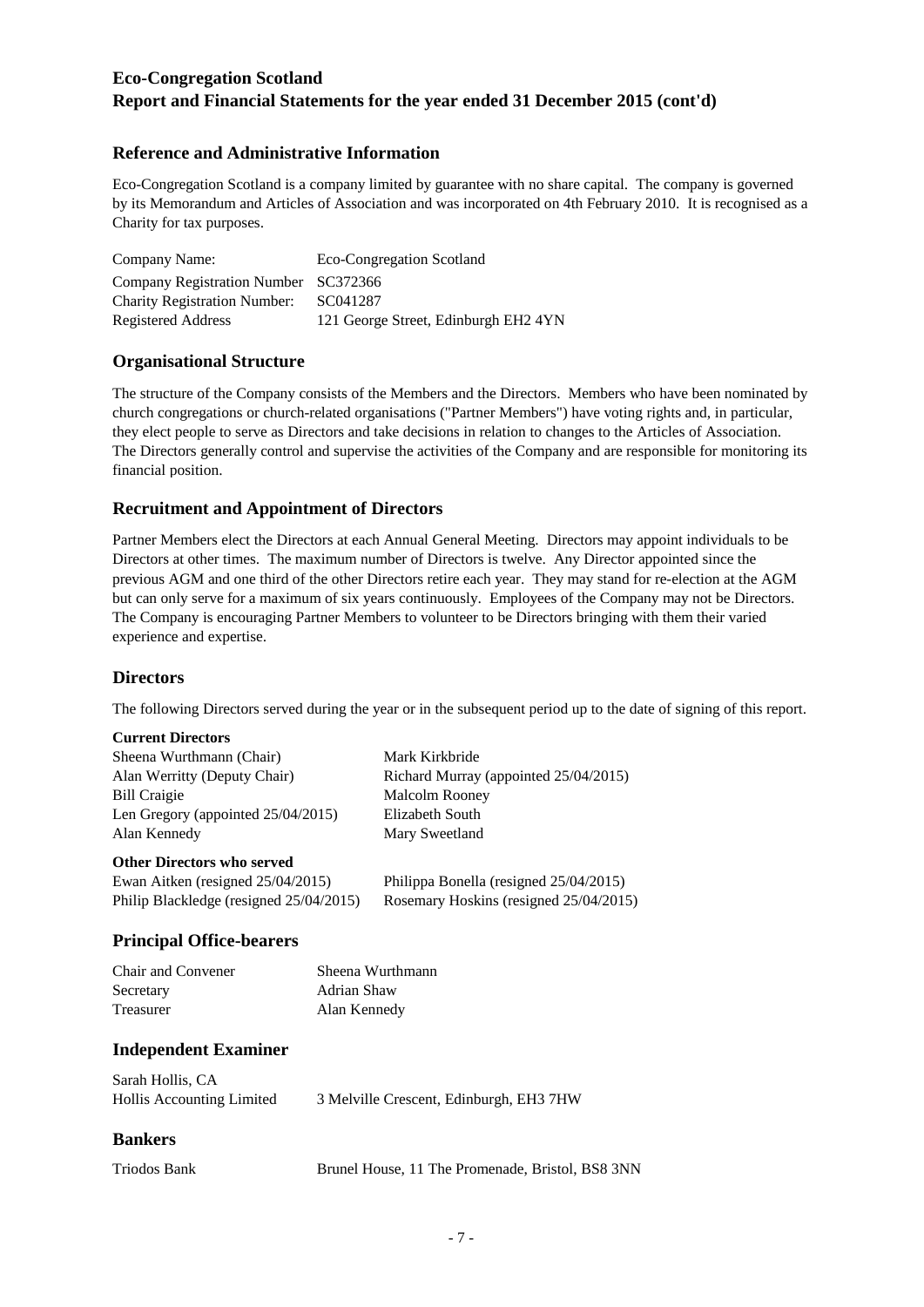## Reference and Administrative Information

Eco-Congregation Scotland is a company limited by guarantee with no share capital. The company is governed by its Memorandum and Articles of Association and was incorporated on 4th February 2010. It is recognised as a Charity for tax purposes.

| | |
|---|---|
| Company Name: | Eco-Congregation Scotland |
| Company Registration Number | SC372366 |
| Charity Registration Number: | SC041287 |
| Registered Address | 121 George Street, Edinburgh EH2 4YN |

## Organisational Structure

The structure of the Company consists of the Members and the Directors. Members who have been nominated by church congregations or church-related organisations ("Partner Members") have voting rights and, in particular, they elect people to serve as Directors and take decisions in relation to changes to the Articles of Association. The Directors generally control and supervise the activities of the Company and are responsible for monitoring its financial position.

## Recruitment and Appointment of Directors

Partner Members elect the Directors at each Annual General Meeting. Directors may appoint individuals to be Directors at other times. The maximum number of Directors is twelve. Any Director appointed since the previous AGM and one third of the other Directors retire each year. They may stand for re-election at the AGM but can only serve for a maximum of six years continuously. Employees of the Company may not be Directors. The Company is encouraging Partner Members to volunteer to be Directors bringing with them their varied experience and expertise.

## Directors

The following Directors served during the year or in the subsequent period up to the date of signing of this report.

**Current Directors**

| | |
|---|---|
| Sheena Wurthmann (Chair) | Mark Kirkbride |
| Alan Werritty (Deputy Chair) | Richard Murray (appointed 25/04/2015) |
| Bill Craigie | Malcolm Rooney |
| Len Gregory (appointed 25/04/2015) | Elizabeth South |
| Alan Kennedy | Mary Sweetland |

**Other Directors who served**

| | |
|---|---|
| Ewan Aitken (resigned 25/04/2015) | Philippa Bonella (resigned 25/04/2015) |
| Philip Blackledge (resigned 25/04/2015) | Rosemary Hoskins (resigned 25/04/2015) |

## Principal Office-bearers

| | |
|---|---|
| Chair and Convener | Sheena Wurthmann |
| Secretary | Adrian Shaw |
| Treasurer | Alan Kennedy |

## Independent Examiner

Sarah Hollis, CA

Hollis Accounting Limited — 3 Melville Crescent, Edinburgh, EH3 7HW

## Bankers

Triodos Bank — Brunel House, 11 The Promenade, Bristol, BS8 3NN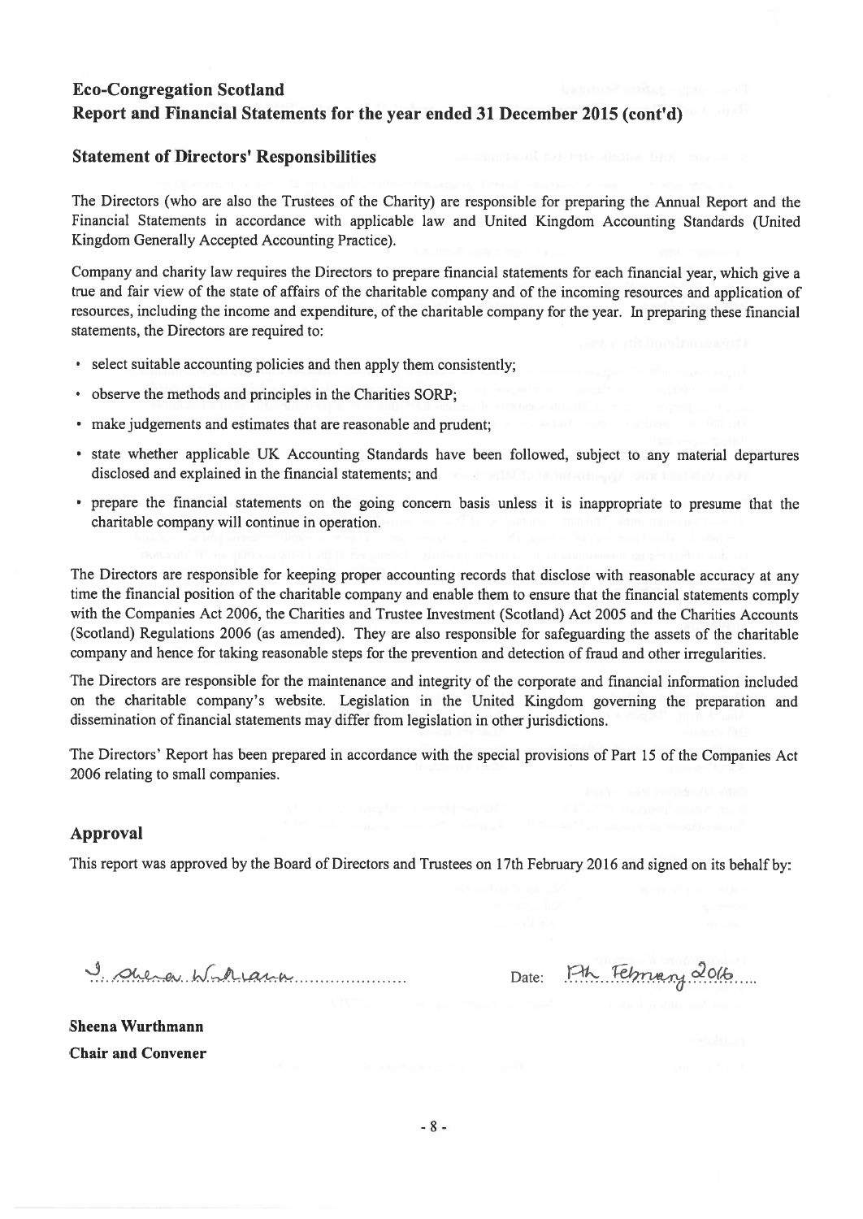**Eco-Congregation Scotland**
**Report and Financial Statements for the year ended 31 December 2015 (cont'd)**

### Statement of Directors' Responsibilities

The Directors (who are also the Trustees of the Charity) are responsible for preparing the Annual Report and the Financial Statements in accordance with applicable law and United Kingdom Accounting Standards (United Kingdom Generally Accepted Accounting Practice).

Company and charity law requires the Directors to prepare financial statements for each financial year, which give a true and fair view of the state of affairs of the charitable company and of the incoming resources and application of resources, including the income and expenditure, of the charitable company for the year. In preparing these financial statements, the Directors are required to:

- select suitable accounting policies and then apply them consistently;
- observe the methods and principles in the Charities SORP;
- make judgements and estimates that are reasonable and prudent;
- state whether applicable UK Accounting Standards have been followed, subject to any material departures disclosed and explained in the financial statements; and
- prepare the financial statements on the going concern basis unless it is inappropriate to presume that the charitable company will continue in operation.

The Directors are responsible for keeping proper accounting records that disclose with reasonable accuracy at any time the financial position of the charitable company and enable them to ensure that the financial statements comply with the Companies Act 2006, the Charities and Trustee Investment (Scotland) Act 2005 and the Charities Accounts (Scotland) Regulations 2006 (as amended). They are also responsible for safeguarding the assets of the charitable company and hence for taking reasonable steps for the prevention and detection of fraud and other irregularities.

The Directors are responsible for the maintenance and integrity of the corporate and financial information included on the charitable company's website. Legislation in the United Kingdom governing the preparation and dissemination of financial statements may differ from legislation in other jurisdictions.

The Directors' Report has been prepared in accordance with the special provisions of Part 15 of the Companies Act 2006 relating to small companies.

### Approval

This report was approved by the Board of Directors and Trustees on 17th February 2016 and signed on its behalf by:

J. Sheena Wurthmann ........................ Date: 17th February 2016

**Sheena Wurthmann**
**Chair and Convener**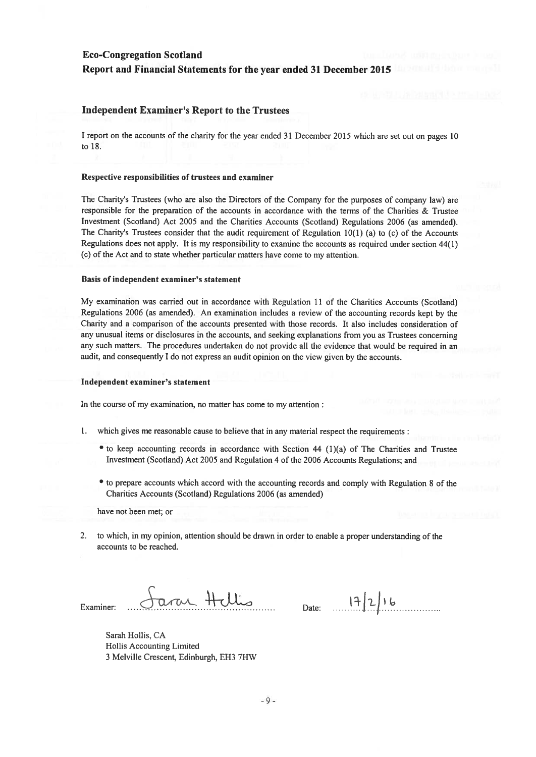**Eco-Congregation Scotland**

**Report and Financial Statements for the year ended 31 December 2015**

## Independent Examiner's Report to the Trustees

I report on the accounts of the charity for the year ended 31 December 2015 which are set out on pages 10 to 18.

**Respective responsibilities of trustees and examiner**

The Charity's Trustees (who are also the Directors of the Company for the purposes of company law) are responsible for the preparation of the accounts in accordance with the terms of the Charities & Trustee Investment (Scotland) Act 2005 and the Charities Accounts (Scotland) Regulations 2006 (as amended). The Charity's Trustees consider that the audit requirement of Regulation 10(1) (a) to (c) of the Accounts Regulations does not apply. It is my responsibility to examine the accounts as required under section 44(1) (c) of the Act and to state whether particular matters have come to my attention.

**Basis of independent examiner's statement**

My examination was carried out in accordance with Regulation 11 of the Charities Accounts (Scotland) Regulations 2006 (as amended). An examination includes a review of the accounting records kept by the Charity and a comparison of the accounts presented with those records. It also includes consideration of any unusual items or disclosures in the accounts, and seeking explanations from you as Trustees concerning any such matters. The procedures undertaken do not provide all the evidence that would be required in an audit, and consequently I do not express an audit opinion on the view given by the accounts.

**Independent examiner's statement**

In the course of my examination, no matter has come to my attention :

1. which gives me reasonable cause to believe that in any material respect the requirements :
   - to keep accounting records in accordance with Section 44 (1)(a) of The Charities and Trustee Investment (Scotland) Act 2005 and Regulation 4 of the 2006 Accounts Regulations; and
   - to prepare accounts which accord with the accounting records and comply with Regulation 8 of the Charities Accounts (Scotland) Regulations 2006 (as amended)

   have not been met; or

2. to which, in my opinion, attention should be drawn in order to enable a proper understanding of the accounts to be reached.

Examiner: Sarah Hollis &nbsp;&nbsp;&nbsp;&nbsp; Date: 17/2/16

Sarah Hollis, CA
Hollis Accounting Limited
3 Melville Crescent, Edinburgh, EH3 7HW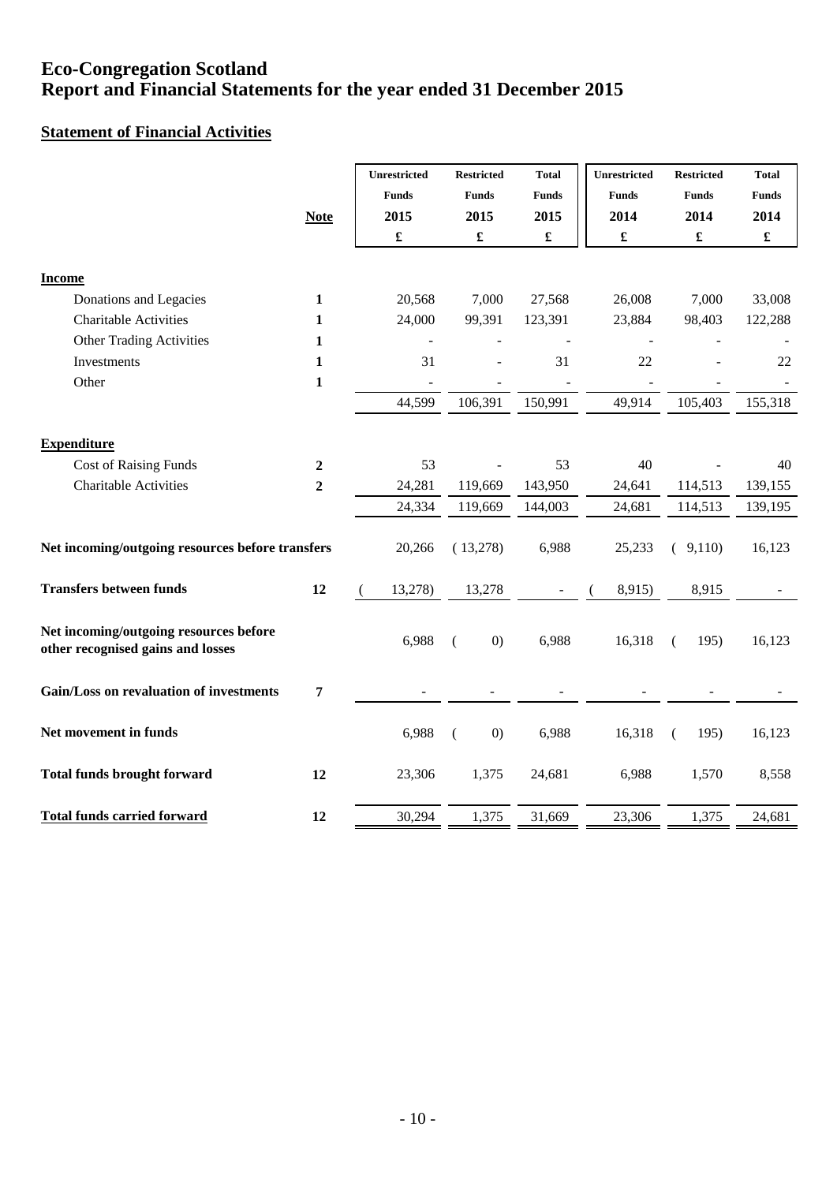# Eco-Congregation Scotland
# Report and Financial Statements for the year ended 31 December 2015

## Statement of Financial Activities

| | Note | Unrestricted Funds 2015 £ | Restricted Funds 2015 £ | Total Funds 2015 £ | Unrestricted Funds 2014 £ | Restricted Funds 2014 £ | Total Funds 2014 £ |
|---|---|---|---|---|---|---|---|
| **Income** | | | | | | | |
| Donations and Legacies | 1 | 20,568 | 7,000 | 27,568 | 26,008 | 7,000 | 33,008 |
| Charitable Activities | 1 | 24,000 | 99,391 | 123,391 | 23,884 | 98,403 | 122,288 |
| Other Trading Activities | 1 | - | - | - | - | - | - |
| Investments | 1 | 31 | - | 31 | 22 | - | 22 |
| Other | 1 | - | - | - | - | - | - |
| | | 44,599 | 106,391 | 150,991 | 49,914 | 105,403 | 155,318 |
| **Expenditure** | | | | | | | |
| Cost of Raising Funds | 2 | 53 | - | 53 | 40 | - | 40 |
| Charitable Activities | 2 | 24,281 | 119,669 | 143,950 | 24,641 | 114,513 | 139,155 |
| | | 24,334 | 119,669 | 144,003 | 24,681 | 114,513 | 139,195 |
| **Net incoming/outgoing resources before transfers** | | 20,266 | (13,278) | 6,988 | 25,233 | (9,110) | 16,123 |
| **Transfers between funds** | 12 | (13,278) | 13,278 | - | (8,915) | 8,915 | - |
| **Net incoming/outgoing resources before other recognised gains and losses** | | 6,988 | (0) | 6,988 | 16,318 | (195) | 16,123 |
| **Gain/Loss on revaluation of investments** | 7 | - | - | - | - | - | - |
| **Net movement in funds** | | 6,988 | (0) | 6,988 | 16,318 | (195) | 16,123 |
| **Total funds brought forward** | 12 | 23,306 | 1,375 | 24,681 | 6,988 | 1,570 | 8,558 |
| **Total funds carried forward** | 12 | 30,294 | 1,375 | 31,669 | 23,306 | 1,375 | 24,681 |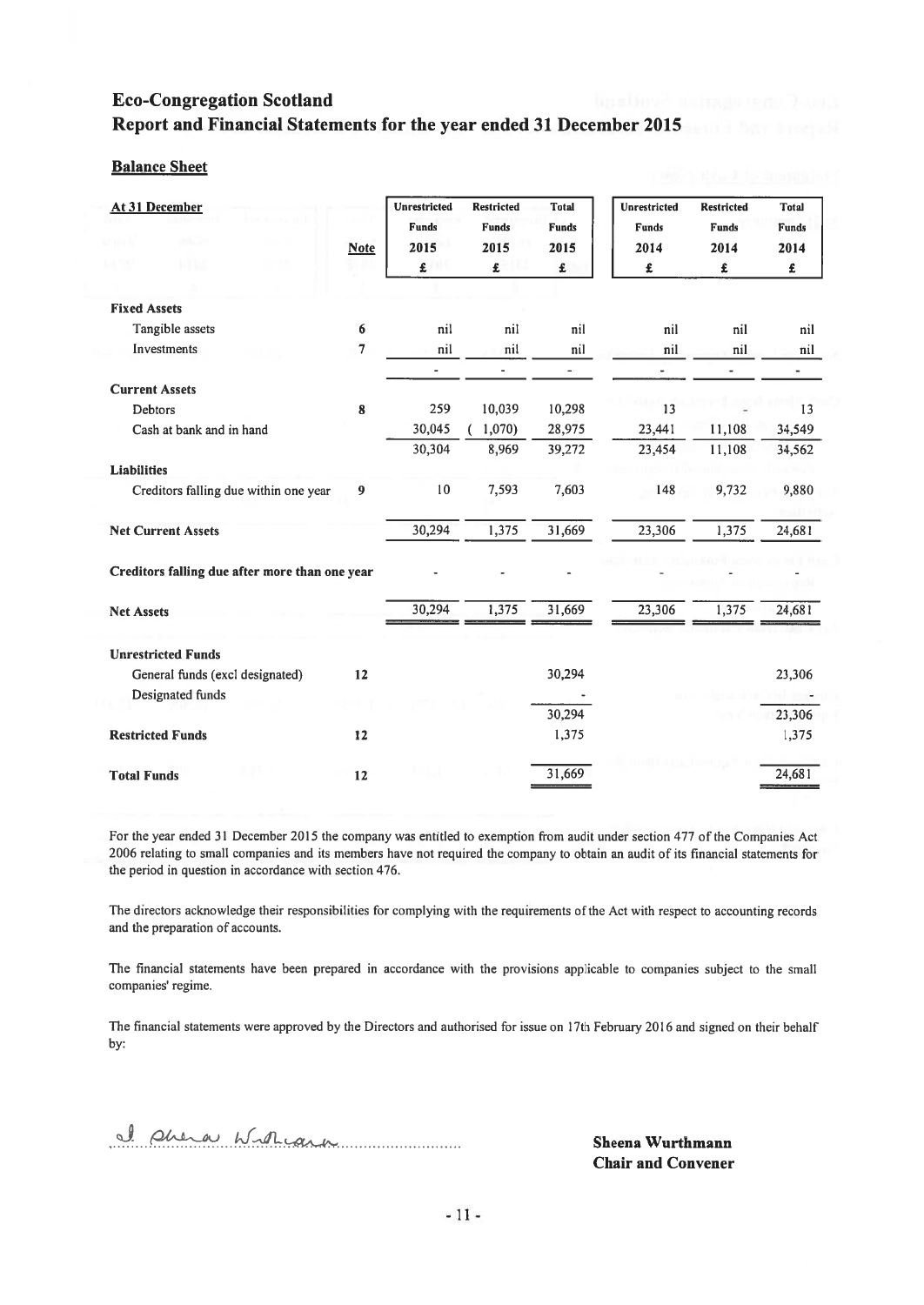# Eco-Congregation Scotland
## Report and Financial Statements for the year ended 31 December 2015

### Balance Sheet

| At 31 December | Note | Unrestricted Funds 2015 £ | Restricted Funds 2015 £ | Total Funds 2015 £ | Unrestricted Funds 2014 £ | Restricted Funds 2014 £ | Total Funds 2014 £ |
|---|---|---|---|---|---|---|---|
| **Fixed Assets** | | | | | | | |
| Tangible assets | 6 | nil | nil | nil | nil | nil | nil |
| Investments | 7 | nil | nil | nil | nil | nil | nil |
| | | - | - | - | - | - | - |
| **Current Assets** | | | | | | | |
| Debtors | 8 | 259 | 10,039 | 10,298 | 13 | - | 13 |
| Cash at bank and in hand | | 30,045 | ( 1,070) | 28,975 | 23,441 | 11,108 | 34,549 |
| | | 30,304 | 8,969 | 39,272 | 23,454 | 11,108 | 34,562 |
| **Liabilities** | | | | | | | |
| Creditors falling due within one year | 9 | 10 | 7,593 | 7,603 | 148 | 9,732 | 9,880 |
| **Net Current Assets** | | 30,294 | 1,375 | 31,669 | 23,306 | 1,375 | 24,681 |
| **Creditors falling due after more than one year** | | - | - | - | - | - | - |
| **Net Assets** | | 30,294 | 1,375 | 31,669 | 23,306 | 1,375 | 24,681 |
| **Unrestricted Funds** | | | | | | | |
| General funds (excl designated) | 12 | | | 30,294 | | | 23,306 |
| Designated funds | | | | - | | | - |
| | | | | 30,294 | | | 23,306 |
| **Restricted Funds** | 12 | | | 1,375 | | | 1,375 |
| **Total Funds** | 12 | | | 31,669 | | | 24,681 |

For the year ended 31 December 2015 the company was entitled to exemption from audit under section 477 of the Companies Act 2006 relating to small companies and its members have not required the company to obtain an audit of its financial statements for the period in question in accordance with section 476.

The directors acknowledge their responsibilities for complying with the requirements of the Act with respect to accounting records and the preparation of accounts.

The financial statements have been prepared in accordance with the provisions applicable to companies subject to the small companies' regime.

The financial statements were approved by the Directors and authorised for issue on 17th February 2016 and signed on their behalf by:

Sheena Wurthmann

**Sheena Wurthmann**
**Chair and Convener**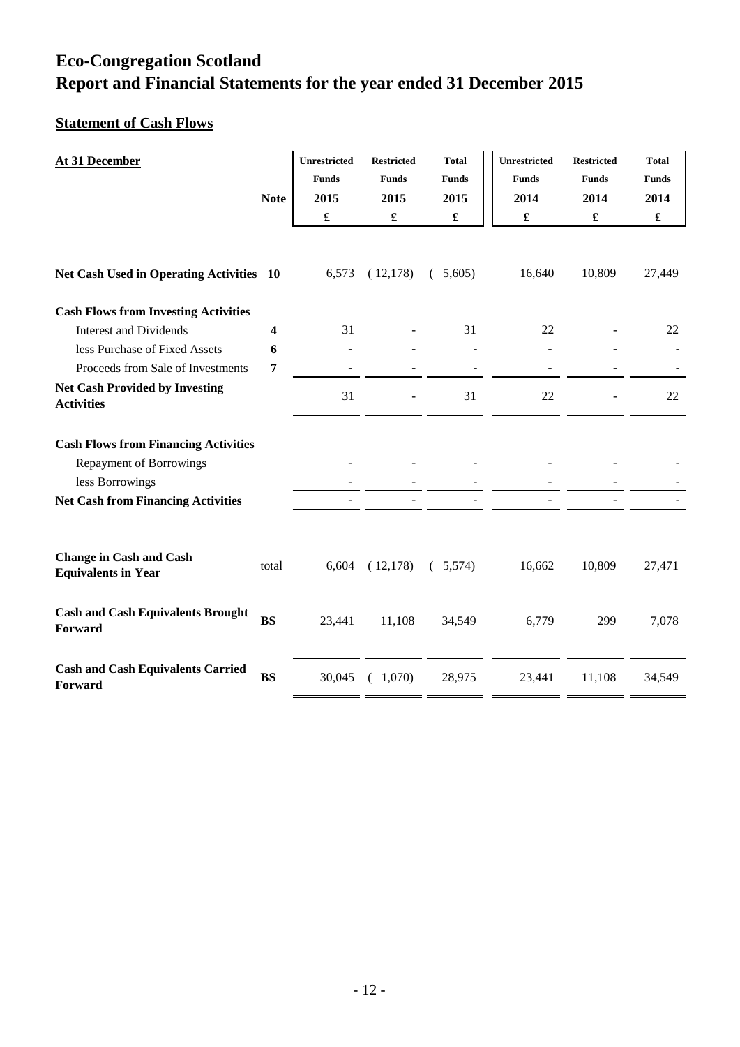# Eco-Congregation Scotland
# Report and Financial Statements for the year ended 31 December 2015

## Statement of Cash Flows

| At 31 December | Note | Unrestricted Funds 2015 £ | Restricted Funds 2015 £ | Total Funds 2015 £ | Unrestricted Funds 2014 £ | Restricted Funds 2014 £ | Total Funds 2014 £ |
|---|---|---|---|---|---|---|---|
| **Net Cash Used in Operating Activities** | **10** | 6,573 | ( 12,178) | ( 5,605) | 16,640 | 10,809 | 27,449 |
| **Cash Flows from Investing Activities** | | | | | | | |
| Interest and Dividends | **4** | 31 | - | 31 | 22 | - | 22 |
| less Purchase of Fixed Assets | **6** | - | - | - | - | - | - |
| Proceeds from Sale of Investments | **7** | - | - | - | - | - | - |
| **Net Cash Provided by Investing Activities** | | 31 | - | 31 | 22 | - | 22 |
| **Cash Flows from Financing Activities** | | | | | | | |
| Repayment of Borrowings | | - | - | - | - | - | - |
| less Borrowings | | - | - | - | - | - | - |
| **Net Cash from Financing Activities** | | - | - | - | - | - | - |
| **Change in Cash and Cash Equivalents in Year** | total | 6,604 | ( 12,178) | ( 5,574) | 16,662 | 10,809 | 27,471 |
| **Cash and Cash Equivalents Brought Forward** | **BS** | 23,441 | 11,108 | 34,549 | 6,779 | 299 | 7,078 |
| **Cash and Cash Equivalents Carried Forward** | **BS** | 30,045 | ( 1,070) | 28,975 | 23,441 | 11,108 | 34,549 |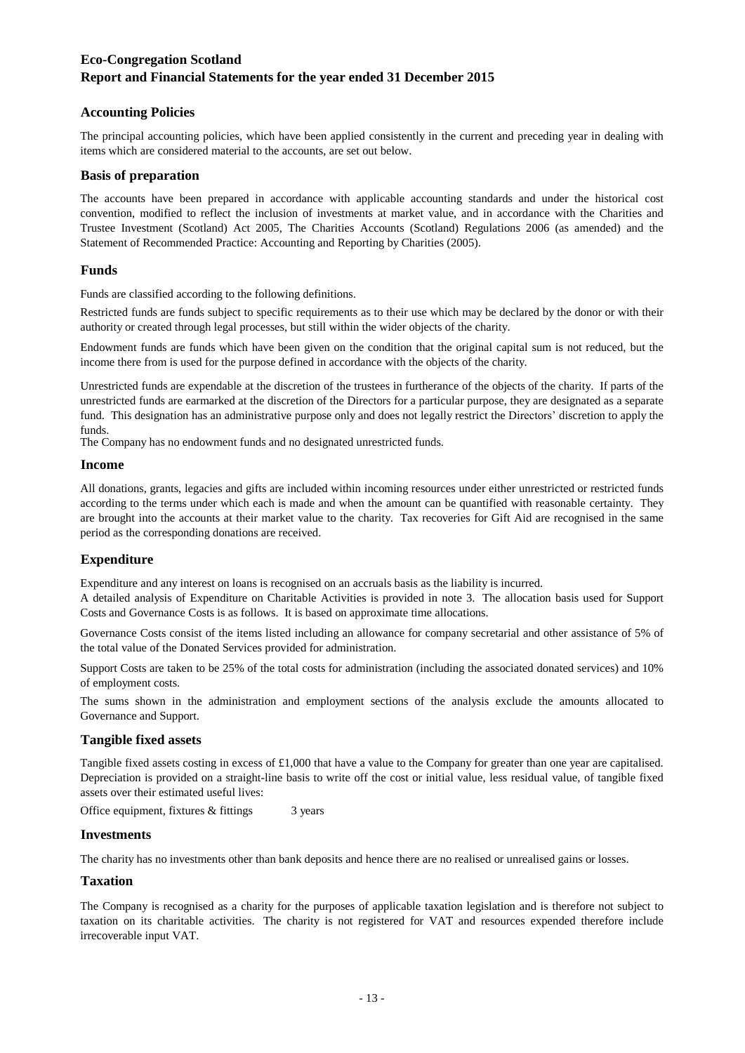# Eco-Congregation Scotland
## Report and Financial Statements for the year ended 31 December 2015

### Accounting Policies

The principal accounting policies, which have been applied consistently in the current and preceding year in dealing with items which are considered material to the accounts, are set out below.

### Basis of preparation

The accounts have been prepared in accordance with applicable accounting standards and under the historical cost convention, modified to reflect the inclusion of investments at market value, and in accordance with the Charities and Trustee Investment (Scotland) Act 2005, The Charities Accounts (Scotland) Regulations 2006 (as amended) and the Statement of Recommended Practice: Accounting and Reporting by Charities (2005).

### Funds

Funds are classified according to the following definitions.

Restricted funds are funds subject to specific requirements as to their use which may be declared by the donor or with their authority or created through legal processes, but still within the wider objects of the charity.

Endowment funds are funds which have been given on the condition that the original capital sum is not reduced, but the income there from is used for the purpose defined in accordance with the objects of the charity.

Unrestricted funds are expendable at the discretion of the trustees in furtherance of the objects of the charity. If parts of the unrestricted funds are earmarked at the discretion of the Directors for a particular purpose, they are designated as a separate fund. This designation has an administrative purpose only and does not legally restrict the Directors' discretion to apply the funds.
The Company has no endowment funds and no designated unrestricted funds.

### Income

All donations, grants, legacies and gifts are included within incoming resources under either unrestricted or restricted funds according to the terms under which each is made and when the amount can be quantified with reasonable certainty. They are brought into the accounts at their market value to the charity. Tax recoveries for Gift Aid are recognised in the same period as the corresponding donations are received.

### Expenditure

Expenditure and any interest on loans is recognised on an accruals basis as the liability is incurred.
A detailed analysis of Expenditure on Charitable Activities is provided in note 3. The allocation basis used for Support Costs and Governance Costs is as follows. It is based on approximate time allocations.

Governance Costs consist of the items listed including an allowance for company secretarial and other assistance of 5% of the total value of the Donated Services provided for administration.

Support Costs are taken to be 25% of the total costs for administration (including the associated donated services) and 10% of employment costs.

The sums shown in the administration and employment sections of the analysis exclude the amounts allocated to Governance and Support.

### Tangible fixed assets

Tangible fixed assets costing in excess of £1,000 that have a value to the Company for greater than one year are capitalised. Depreciation is provided on a straight-line basis to write off the cost or initial value, less residual value, of tangible fixed assets over their estimated useful lives:

Office equipment, fixtures & fittings 3 years

### Investments

The charity has no investments other than bank deposits and hence there are no realised or unrealised gains or losses.

### Taxation

The Company is recognised as a charity for the purposes of applicable taxation legislation and is therefore not subject to taxation on its charitable activities. The charity is not registered for VAT and resources expended therefore include irrecoverable input VAT.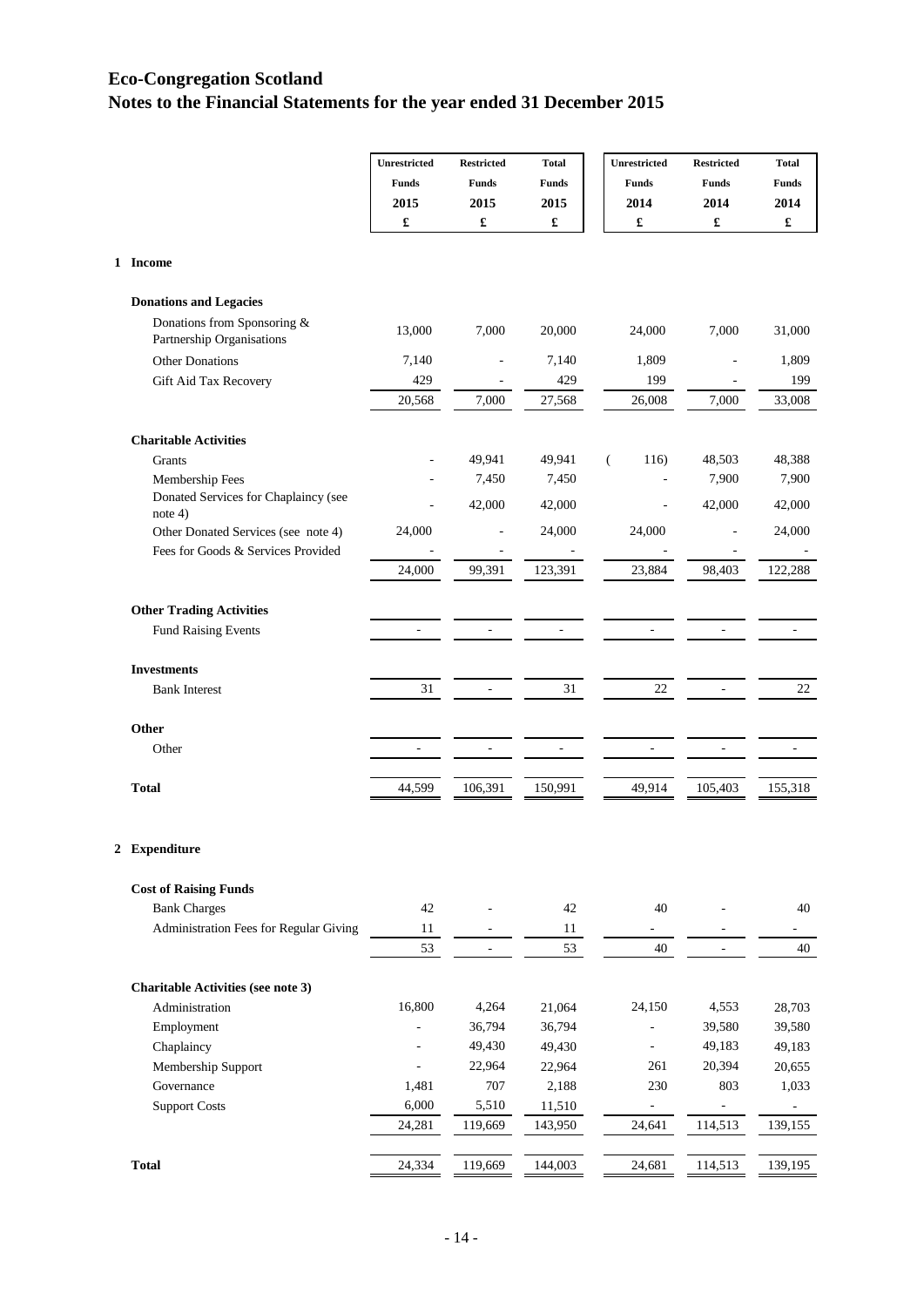# Eco-Congregation Scotland

## Notes to the Financial Statements for the year ended 31 December 2015

| | Unrestricted Funds 2015 £ | Restricted Funds 2015 £ | Total Funds 2015 £ | Unrestricted Funds 2014 £ | Restricted Funds 2014 £ | Total Funds 2014 £ |
|---|---|---|---|---|---|---|
| **1 Income** | | | | | | |
| **Donations and Legacies** | | | | | | |
| Donations from Sponsoring & Partnership Organisations | 13,000 | 7,000 | 20,000 | 24,000 | 7,000 | 31,000 |
| Other Donations | 7,140 | - | 7,140 | 1,809 | - | 1,809 |
| Gift Aid Tax Recovery | 429 | - | 429 | 199 | - | 199 |
| | 20,568 | 7,000 | 27,568 | 26,008 | 7,000 | 33,008 |
| **Charitable Activities** | | | | | | |
| Grants | - | 49,941 | 49,941 | ( 116) | 48,503 | 48,388 |
| Membership Fees | - | 7,450 | 7,450 | - | 7,900 | 7,900 |
| Donated Services for Chaplaincy (see note 4) | - | 42,000 | 42,000 | - | 42,000 | 42,000 |
| Other Donated Services (see note 4) | 24,000 | - | 24,000 | 24,000 | - | 24,000 |
| Fees for Goods & Services Provided | - | - | - | - | - | - |
| | 24,000 | 99,391 | 123,391 | 23,884 | 98,403 | 122,288 |
| **Other Trading Activities** | | | | | | |
| Fund Raising Events | - | - | - | - | - | - |
| **Investments** | | | | | | |
| Bank Interest | 31 | - | 31 | 22 | - | 22 |
| **Other** | | | | | | |
| Other | - | - | - | - | - | - |
| **Total** | 44,599 | 106,391 | 150,991 | 49,914 | 105,403 | 155,318 |
| **2 Expenditure** | | | | | | |
| **Cost of Raising Funds** | | | | | | |
| Bank Charges | 42 | - | 42 | 40 | - | 40 |
| Administration Fees for Regular Giving | 11 | - | 11 | - | - | - |
| | 53 | - | 53 | 40 | - | 40 |
| **Charitable Activities (see note 3)** | | | | | | |
| Administration | 16,800 | 4,264 | 21,064 | 24,150 | 4,553 | 28,703 |
| Employment | - | 36,794 | 36,794 | - | 39,580 | 39,580 |
| Chaplaincy | - | 49,430 | 49,430 | - | 49,183 | 49,183 |
| Membership Support | - | 22,964 | 22,964 | 261 | 20,394 | 20,655 |
| Governance | 1,481 | 707 | 2,188 | 230 | 803 | 1,033 |
| Support Costs | 6,000 | 5,510 | 11,510 | - | - | - |
| | 24,281 | 119,669 | 143,950 | 24,641 | 114,513 | 139,155 |
| **Total** | 24,334 | 119,669 | 144,003 | 24,681 | 114,513 | 139,195 |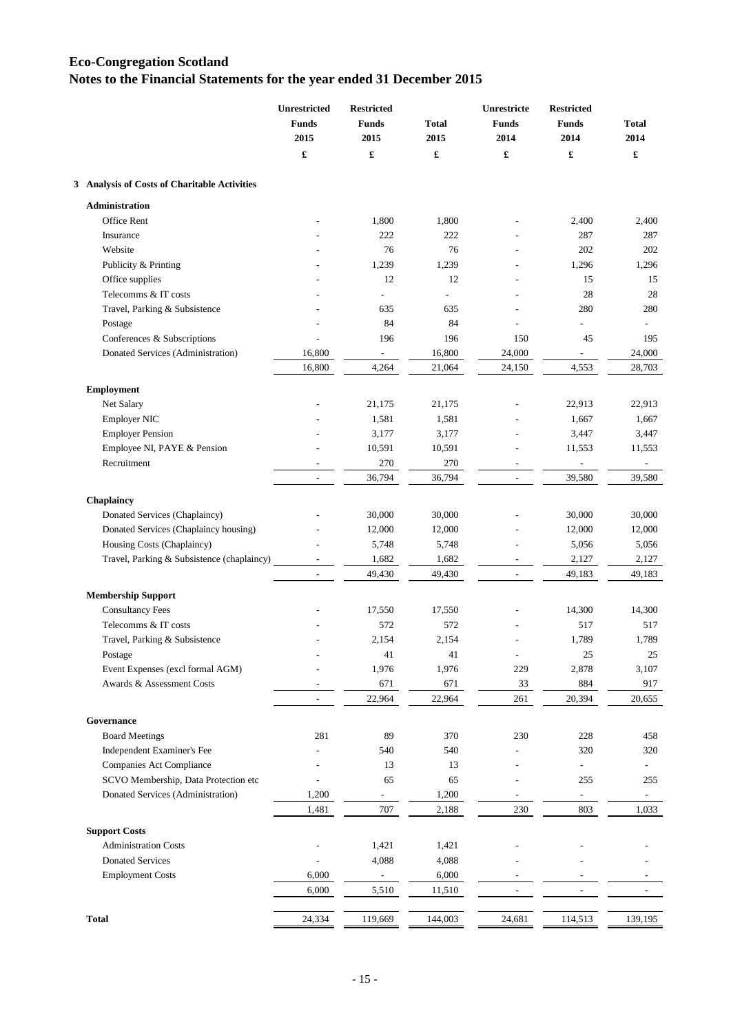# Eco-Congregation Scotland

## Notes to the Financial Statements for the year ended 31 December 2015

| | Unrestricted Funds 2015 | Restricted Funds 2015 | Total 2015 | Unrestricte Funds 2014 | Restricted Funds 2014 | Total 2014 |
|---|---|---|---|---|---|---|
| | £ | £ | £ | £ | £ | £ |
| **3 Analysis of Costs of Charitable Activities** | | | | | | |
| **Administration** | | | | | | |
| Office Rent | - | 1,800 | 1,800 | - | 2,400 | 2,400 |
| Insurance | - | 222 | 222 | - | 287 | 287 |
| Website | - | 76 | 76 | - | 202 | 202 |
| Publicity & Printing | - | 1,239 | 1,239 | - | 1,296 | 1,296 |
| Office supplies | - | 12 | 12 | - | 15 | 15 |
| Telecomms & IT costs | - | - | - | - | 28 | 28 |
| Travel, Parking & Subsistence | - | 635 | 635 | - | 280 | 280 |
| Postage | - | 84 | 84 | - | - | - |
| Conferences & Subscriptions | - | 196 | 196 | 150 | 45 | 195 |
| Donated Services (Administration) | 16,800 | - | 16,800 | 24,000 | - | 24,000 |
| | 16,800 | 4,264 | 21,064 | 24,150 | 4,553 | 28,703 |
| **Employment** | | | | | | |
| Net Salary | - | 21,175 | 21,175 | - | 22,913 | 22,913 |
| Employer NIC | - | 1,581 | 1,581 | - | 1,667 | 1,667 |
| Employer Pension | - | 3,177 | 3,177 | - | 3,447 | 3,447 |
| Employee NI, PAYE & Pension | - | 10,591 | 10,591 | - | 11,553 | 11,553 |
| Recruitment | - | 270 | 270 | - | - | - |
| | - | 36,794 | 36,794 | - | 39,580 | 39,580 |
| **Chaplaincy** | | | | | | |
| Donated Services (Chaplaincy) | - | 30,000 | 30,000 | - | 30,000 | 30,000 |
| Donated Services (Chaplaincy housing) | - | 12,000 | 12,000 | - | 12,000 | 12,000 |
| Housing Costs (Chaplaincy) | - | 5,748 | 5,748 | - | 5,056 | 5,056 |
| Travel, Parking & Subsistence (chaplaincy) | - | 1,682 | 1,682 | - | 2,127 | 2,127 |
| | - | 49,430 | 49,430 | - | 49,183 | 49,183 |
| **Membership Support** | | | | | | |
| Consultancy Fees | - | 17,550 | 17,550 | - | 14,300 | 14,300 |
| Telecomms & IT costs | - | 572 | 572 | - | 517 | 517 |
| Travel, Parking & Subsistence | - | 2,154 | 2,154 | - | 1,789 | 1,789 |
| Postage | - | 41 | 41 | - | 25 | 25 |
| Event Expenses (excl formal AGM) | - | 1,976 | 1,976 | 229 | 2,878 | 3,107 |
| Awards & Assessment Costs | - | 671 | 671 | 33 | 884 | 917 |
| | - | 22,964 | 22,964 | 261 | 20,394 | 20,655 |
| **Governance** | | | | | | |
| Board Meetings | 281 | 89 | 370 | 230 | 228 | 458 |
| Independent Examiner's Fee | - | 540 | 540 | - | 320 | 320 |
| Companies Act Compliance | - | 13 | 13 | - | - | - |
| SCVO Membership, Data Protection etc | - | 65 | 65 | - | 255 | 255 |
| Donated Services (Administration) | 1,200 | - | 1,200 | - | - | - |
| | 1,481 | 707 | 2,188 | 230 | 803 | 1,033 |
| **Support Costs** | | | | | | |
| Administration Costs | - | 1,421 | 1,421 | - | - | - |
| Donated Services | - | 4,088 | 4,088 | - | - | - |
| Employment Costs | 6,000 | - | 6,000 | - | - | - |
| | 6,000 | 5,510 | 11,510 | - | - | - |
| **Total** | 24,334 | 119,669 | 144,003 | 24,681 | 114,513 | 139,195 |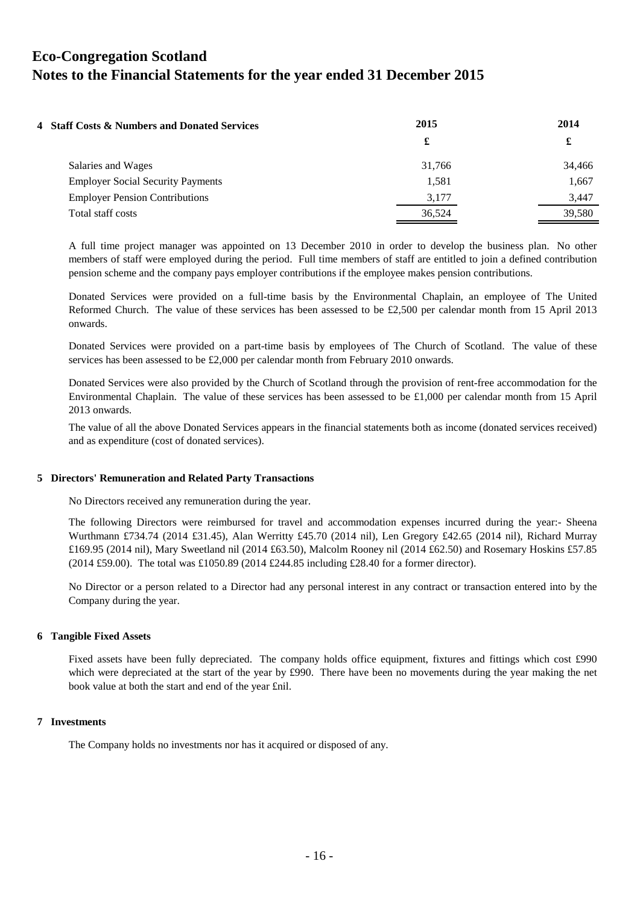# Eco-Congregation Scotland
# Notes to the Financial Statements for the year ended 31 December 2015

**4 Staff Costs & Numbers and Donated Services**

| | 2015 | 2014 |
|---|---|---|
| | £ | £ |
| Salaries and Wages | 31,766 | 34,466 |
| Employer Social Security Payments | 1,581 | 1,667 |
| Employer Pension Contributions | 3,177 | 3,447 |
| Total staff costs | 36,524 | 39,580 |

A full time project manager was appointed on 13 December 2010 in order to develop the business plan. No other members of staff were employed during the period. Full time members of staff are entitled to join a defined contribution pension scheme and the company pays employer contributions if the employee makes pension contributions.

Donated Services were provided on a full-time basis by the Environmental Chaplain, an employee of The United Reformed Church. The value of these services has been assessed to be £2,500 per calendar month from 15 April 2013 onwards.

Donated Services were provided on a part-time basis by employees of The Church of Scotland. The value of these services has been assessed to be £2,000 per calendar month from February 2010 onwards.

Donated Services were also provided by the Church of Scotland through the provision of rent-free accommodation for the Environmental Chaplain. The value of these services has been assessed to be £1,000 per calendar month from 15 April 2013 onwards.

The value of all the above Donated Services appears in the financial statements both as income (donated services received) and as expenditure (cost of donated services).

**5 Directors' Remuneration and Related Party Transactions**

No Directors received any remuneration during the year.

The following Directors were reimbursed for travel and accommodation expenses incurred during the year:- Sheena Wurthmann £734.74 (2014 £31.45), Alan Werritty £45.70 (2014 nil), Len Gregory £42.65 (2014 nil), Richard Murray £169.95 (2014 nil), Mary Sweetland nil (2014 £63.50), Malcolm Rooney nil (2014 £62.50) and Rosemary Hoskins £57.85 (2014 £59.00). The total was £1050.89 (2014 £244.85 including £28.40 for a former director).

No Director or a person related to a Director had any personal interest in any contract or transaction entered into by the Company during the year.

**6 Tangible Fixed Assets**

Fixed assets have been fully depreciated. The company holds office equipment, fixtures and fittings which cost £990 which were depreciated at the start of the year by £990. There have been no movements during the year making the net book value at both the start and end of the year £nil.

**7 Investments**

The Company holds no investments nor has it acquired or disposed of any.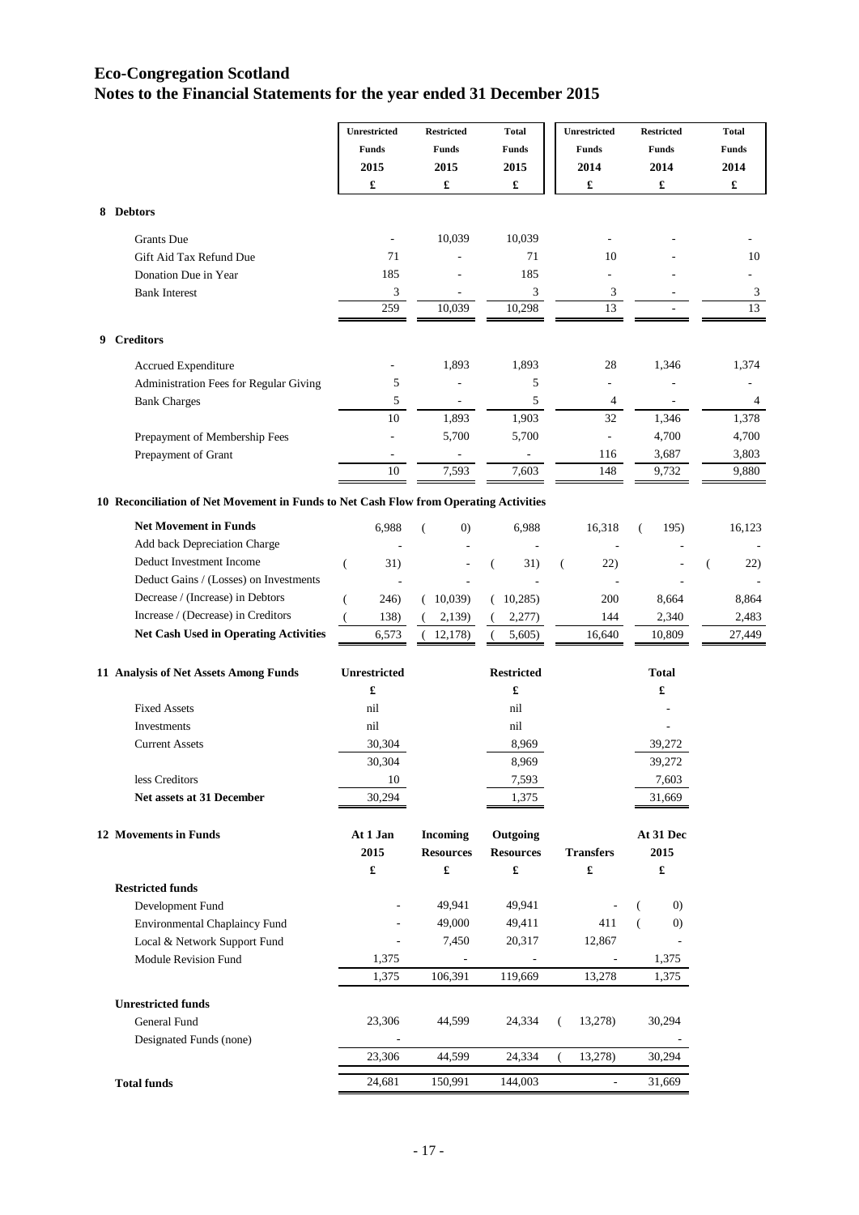# Eco-Congregation Scotland

## Notes to the Financial Statements for the year ended 31 December 2015

| | Unrestricted Funds 2015 £ | Restricted Funds 2015 £ | Total Funds 2015 £ | Unrestricted Funds 2014 £ | Restricted Funds 2014 £ | Total Funds 2014 £ |
|---|---|---|---|---|---|---|
| **8 Debtors** | | | | | | |
| Grants Due | - | 10,039 | 10,039 | - | - | - |
| Gift Aid Tax Refund Due | 71 | - | 71 | 10 | - | 10 |
| Donation Due in Year | 185 | - | 185 | - | - | - |
| Bank Interest | 3 | - | 3 | 3 | - | 3 |
| | 259 | 10,039 | 10,298 | 13 | - | 13 |
| **9 Creditors** | | | | | | |
| Accrued Expenditure | - | 1,893 | 1,893 | 28 | 1,346 | 1,374 |
| Administration Fees for Regular Giving | 5 | - | 5 | - | - | - |
| Bank Charges | 5 | - | 5 | 4 | - | 4 |
| | 10 | 1,893 | 1,903 | 32 | 1,346 | 1,378 |
| Prepayment of Membership Fees | - | 5,700 | 5,700 | - | 4,700 | 4,700 |
| Prepayment of Grant | - | - | - | 116 | 3,687 | 3,803 |
| | 10 | 7,593 | 7,603 | 148 | 9,732 | 9,880 |
| **10 Reconciliation of Net Movement in Funds to Net Cash Flow from Operating Activities** | | | | | | |
| **Net Movement in Funds** | 6,988 | ( 0) | 6,988 | 16,318 | ( 195) | 16,123 |
| Add back Depreciation Charge | - | - | - | - | - | - |
| Deduct Investment Income | ( 31) | - | ( 31) | ( 22) | - | ( 22) |
| Deduct Gains / (Losses) on Investments | - | - | - | - | - | - |
| Decrease / (Increase) in Debtors | ( 246) | ( 10,039) | ( 10,285) | 200 | 8,664 | 8,864 |
| Increase / (Decrease) in Creditors | ( 138) | ( 2,139) | ( 2,277) | 144 | 2,340 | 2,483 |
| **Net Cash Used in Operating Activities** | 6,573 | ( 12,178) | ( 5,605) | 16,640 | 10,809 | 27,449 |

**11 Analysis of Net Assets Among Funds**

| | Unrestricted £ | Restricted £ | Total £ |
|---|---|---|---|
| Fixed Assets | nil | nil | - |
| Investments | nil | nil | - |
| Current Assets | 30,304 | 8,969 | 39,272 |
| | 30,304 | 8,969 | 39,272 |
| less Creditors | 10 | 7,593 | 7,603 |
| **Net assets at 31 December** | 30,294 | 1,375 | 31,669 |

**12 Movements in Funds**

| | At 1 Jan 2015 £ | Incoming Resources £ | Outgoing Resources £ | Transfers £ | At 31 Dec 2015 £ |
|---|---|---|---|---|---|
| **Restricted funds** | | | | | |
| Development Fund | - | 49,941 | 49,941 | - | ( 0) |
| Environmental Chaplaincy Fund | - | 49,000 | 49,411 | 411 | ( 0) |
| Local & Network Support Fund | - | 7,450 | 20,317 | 12,867 | - |
| Module Revision Fund | 1,375 | - | - | - | 1,375 |
| | 1,375 | 106,391 | 119,669 | 13,278 | 1,375 |
| **Unrestricted funds** | | | | | |
| General Fund | 23,306 | 44,599 | 24,334 | ( 13,278) | 30,294 |
| Designated Funds (none) | - | | | | - |
| | 23,306 | 44,599 | 24,334 | ( 13,278) | 30,294 |
| **Total funds** | 24,681 | 150,991 | 144,003 | - | 31,669 |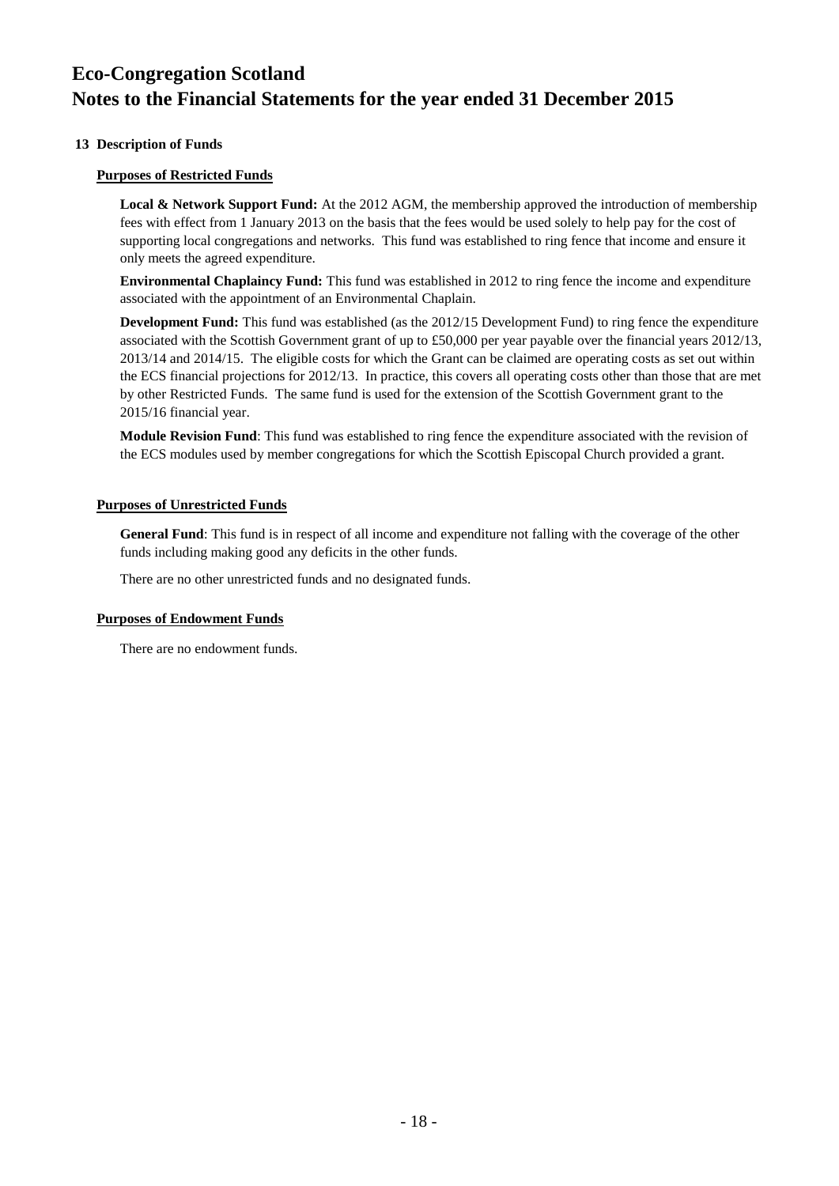# Eco-Congregation Scotland
# Notes to the Financial Statements for the year ended 31 December 2015

## 13 Description of Funds

### Purposes of Restricted Funds

**Local & Network Support Fund:** At the 2012 AGM, the membership approved the introduction of membership fees with effect from 1 January 2013 on the basis that the fees would be used solely to help pay for the cost of supporting local congregations and networks. This fund was established to ring fence that income and ensure it only meets the agreed expenditure.

**Environmental Chaplaincy Fund:** This fund was established in 2012 to ring fence the income and expenditure associated with the appointment of an Environmental Chaplain.

**Development Fund:** This fund was established (as the 2012/15 Development Fund) to ring fence the expenditure associated with the Scottish Government grant of up to £50,000 per year payable over the financial years 2012/13, 2013/14 and 2014/15. The eligible costs for which the Grant can be claimed are operating costs as set out within the ECS financial projections for 2012/13. In practice, this covers all operating costs other than those that are met by other Restricted Funds. The same fund is used for the extension of the Scottish Government grant to the 2015/16 financial year.

**Module Revision Fund**: This fund was established to ring fence the expenditure associated with the revision of the ECS modules used by member congregations for which the Scottish Episcopal Church provided a grant.

### Purposes of Unrestricted Funds

**General Fund**: This fund is in respect of all income and expenditure not falling with the coverage of the other funds including making good any deficits in the other funds.

There are no other unrestricted funds and no designated funds.

### Purposes of Endowment Funds

There are no endowment funds.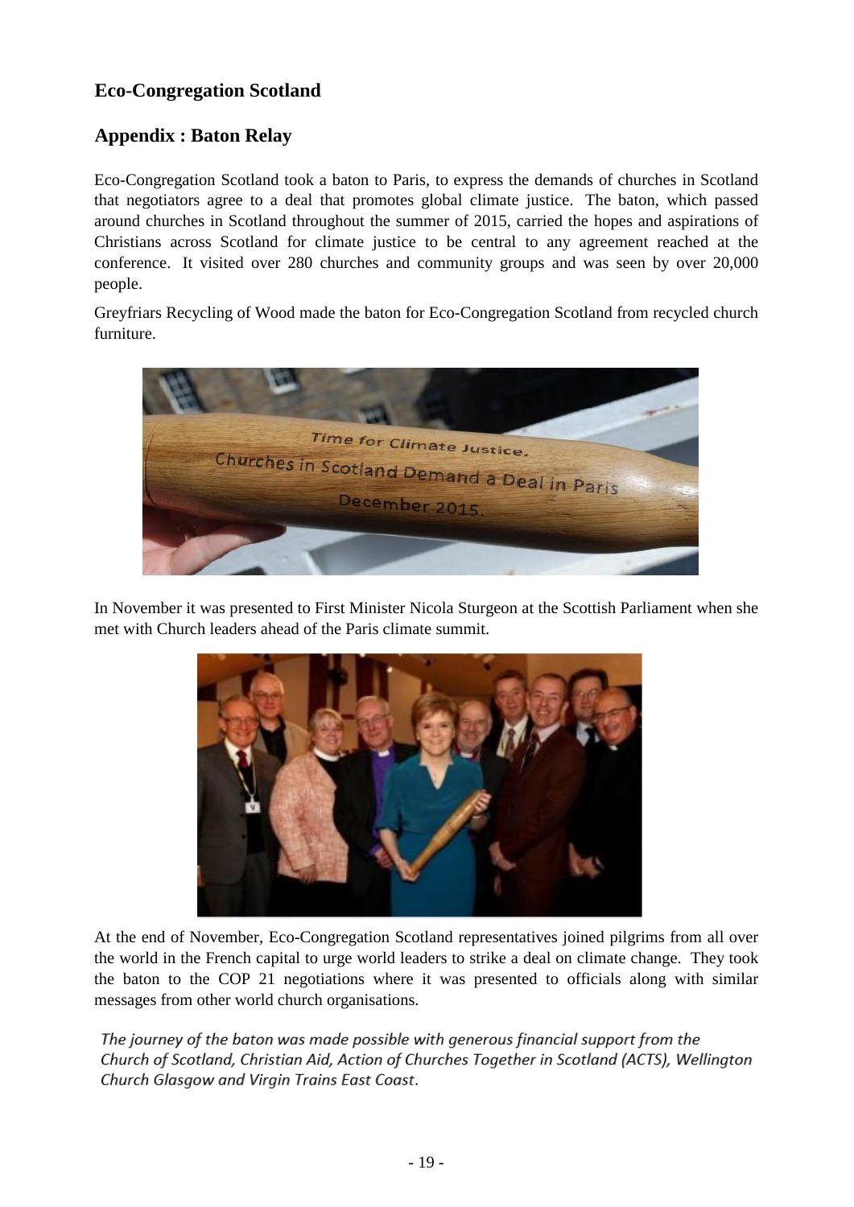## Eco-Congregation Scotland

## Appendix : Baton Relay

Eco-Congregation Scotland took a baton to Paris, to express the demands of churches in Scotland that negotiators agree to a deal that promotes global climate justice. The baton, which passed around churches in Scotland throughout the summer of 2015, carried the hopes and aspirations of Christians across Scotland for climate justice to be central to any agreement reached at the conference. It visited over 280 churches and community groups and was seen by over 20,000 people.

Greyfriars Recycling of Wood made the baton for Eco-Congregation Scotland from recycled church furniture.

In November it was presented to First Minister Nicola Sturgeon at the Scottish Parliament when she met with Church leaders ahead of the Paris climate summit.

At the end of November, Eco-Congregation Scotland representatives joined pilgrims from all over the world in the French capital to urge world leaders to strike a deal on climate change. They took the baton to the COP 21 negotiations where it was presented to officials along with similar messages from other world church organisations.

*The journey of the baton was made possible with generous financial support from the Church of Scotland, Christian Aid, Action of Churches Together in Scotland (ACTS), Wellington Church Glasgow and Virgin Trains East Coast.*